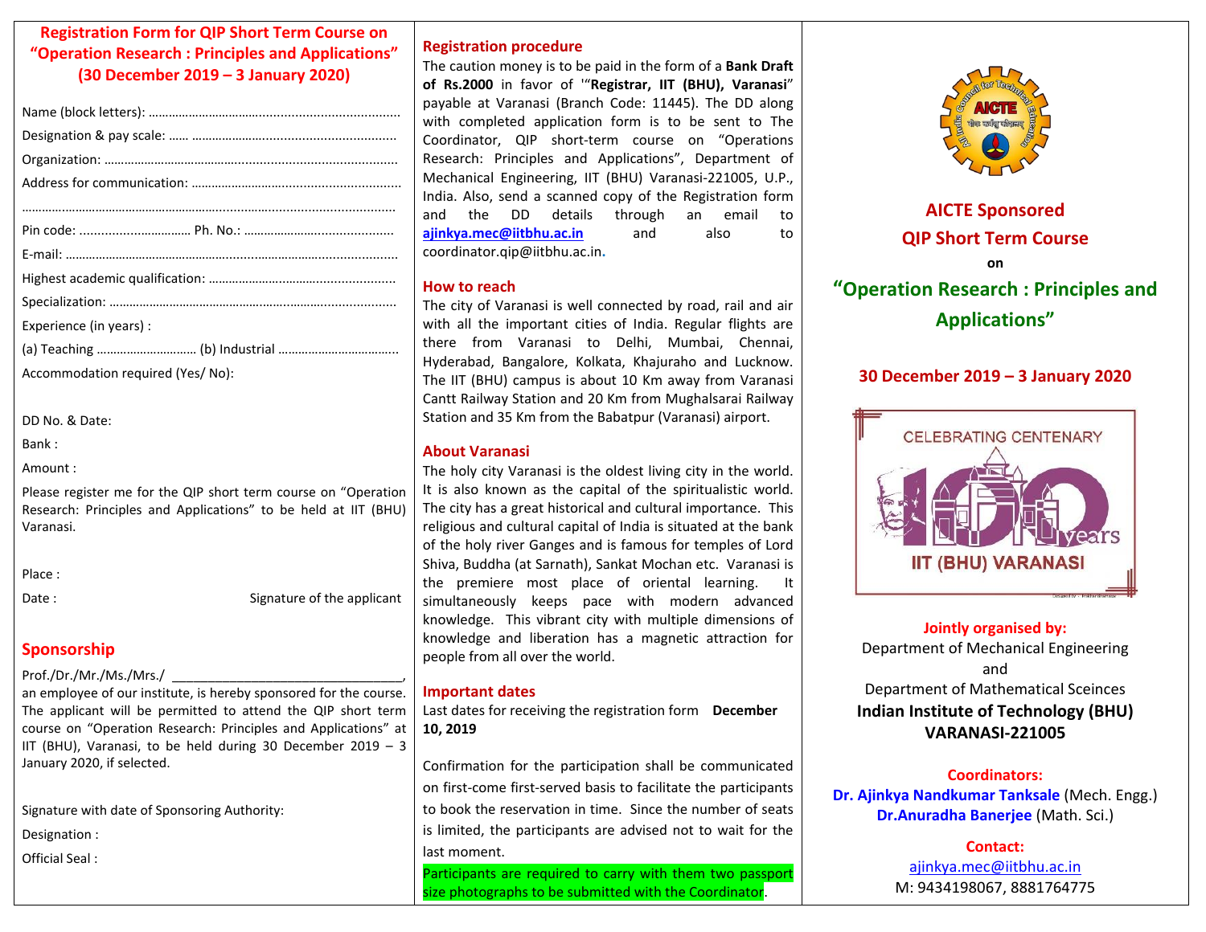## Registration Form for QIP Short Term Course on "Operation Research : Principles and Applications" (30 December 2019 – 3 January 2020)

Name (block letters): ……………………………………………………………

Designation & pay scale: …… ……………………………………………….

Organization: ………………………………………………………………………

Address for communication: ……………………………………………….

……………………………………………………………………………………………

Pin code: …………………………… Ph. No.: ……………………………………

E-mail: ………………………………………………………………………………

Highest academic qualification: ……………………………………………

Specialization: ……………………………………………………………………

Experience (in years) :

(a) Teaching ………………………… (b) Industrial ……………………………

Accommodation required (Yes/ No):

DD No. & Date:

Bank :

Amount :

Please register me for the QIP short term course on "Operation Research: Principles and Applications" to be held at IIT (BHU) Varanasi.

Place :

Date : Signature of the applicant

## Sponsorship

Prof./Dr./Mr./Ms./Mrs./ ________________________________, an employee of our institute, is hereby sponsored for the course. The applicant will be permitted to attend the QIP short term course on "Operation Research: Principles and Applications" at IIT (BHU), Varanasi, to be held during 30 December 2019 – 3 January 2020, if selected.

Signature with date of Sponsoring Authority:

Designation :

Official Seal :

## Registration procedure

The caution money is to be paid in the form of a **Bank Draft of Rs.2000** in favor of '"**Registrar, IIT (BHU), Varanasi**" payable at Varanasi (Branch Code: 11445). The DD along with completed application form is to be sent to The Coordinator, QIP short-term course on "Operations Research: Principles and Applications", Department of Mechanical Engineering, IIT (BHU) Varanasi-221005, U.P., India. Also, send a scanned copy of the Registration form and the DD details through an email to ajinkya.mec@iitbhu.ac.in and also to coordinator.qip@iitbhu.ac.in.

## How to reach

The city of Varanasi is well connected by road, rail and air with all the important cities of India. Regular flights are there from Varanasi to Delhi, Mumbai, Chennai, Hyderabad, Bangalore, Kolkata, Khajuraho and Lucknow. The IIT (BHU) campus is about 10 Km away from Varanasi Cantt Railway Station and 20 Km from Mughalsarai Railway Station and 35 Km from the Babatpur (Varanasi) airport.

## About Varanasi

The holy city Varanasi is the oldest living city in the world. It is also known as the capital of the spiritualistic world. The city has a great historical and cultural importance. This religious and cultural capital of India is situated at the bank of the holy river Ganges and is famous for temples of Lord Shiva, Buddha (at Sarnath), Sankat Mochan etc. Varanasi is the premiere most place of oriental learning. It simultaneously keeps pace with modern advanced knowledge. This vibrant city with multiple dimensions of knowledge and liberation has a magnetic attraction for people from all over the world.

## Important dates

Last dates for receiving the registration form **December 10, 2019**

Confirmation for the participation shall be communicated on first-come first-served basis to facilitate the participants to book the reservation in time. Since the number of seats is limited, the participants are advised not to wait for the last moment.

Participants are required to carry with them two passport size photographs to be submitted with the Coordinator.

## AICTE Sponsored QIP Short Term Course

on

# "Operation Research : Principles and Applications"

**30 December 2019 – 3 January 2020**

CELEBRATING CENTENARY 100 years IIT (BHU) VARANASI

**Jointly organised by:**

Department of Mechanical Engineering

and

Department of Mathematical Sceinces

**Indian Institute of Technology (BHU) VARANASI-221005**

**Coordinators:**

**Dr. Ajinkya Nandkumar Tanksale** (Mech. Engg.)

**Dr.Anuradha Banerjee** (Math. Sci.)

**Contact:**

ajinkya.mec@iitbhu.ac.in

M: 9434198067, 8881764775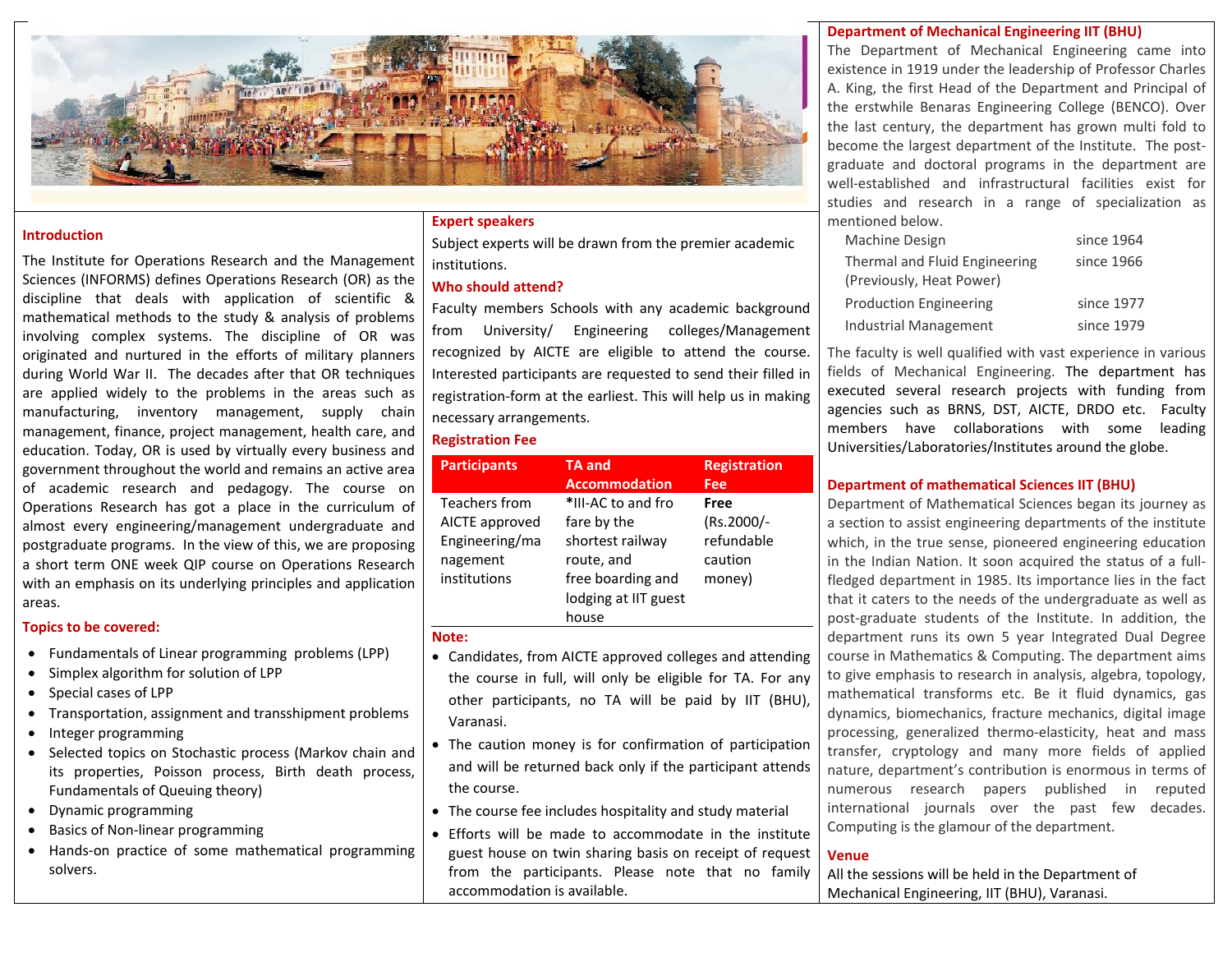## Introduction

The Institute for Operations Research and the Management Sciences (INFORMS) defines Operations Research (OR) as the discipline that deals with application of scientific & mathematical methods to the study & analysis of problems involving complex systems. The discipline of OR was originated and nurtured in the efforts of military planners during World War II. The decades after that OR techniques are applied widely to the problems in the areas such as manufacturing, inventory management, supply chain management, finance, project management, health care, and education. Today, OR is used by virtually every business and government throughout the world and remains an active area of academic research and pedagogy. The course on Operations Research has got a place in the curriculum of almost every engineering/management undergraduate and postgraduate programs. In the view of this, we are proposing a short term ONE week QIP course on Operations Research with an emphasis on its underlying principles and application areas.

## Topics to be covered:

- Fundamentals of Linear programming problems (LPP)
- Simplex algorithm for solution of LPP
- Special cases of LPP
- Transportation, assignment and transshipment problems
- Integer programming
- Selected topics on Stochastic process (Markov chain and its properties, Poisson process, Birth death process, Fundamentals of Queuing theory)
- Dynamic programming
- Basics of Non-linear programming
- Hands-on practice of some mathematical programming solvers.

## Expert speakers

Subject experts will be drawn from the premier academic institutions.

## Who should attend?

Faculty members Schools with any academic background from University/ Engineering colleges/Management recognized by AICTE are eligible to attend the course. Interested participants are requested to send their filled in registration-form at the earliest. This will help us in making necessary arrangements.

## Registration Fee

| Participants | TA and Accommodation | Registration Fee |
|---|---|---|
| Teachers from AICTE approved Engineering/management institutions | *III-AC to and fro fare by the shortest railway route, and free boarding and lodging at IIT guest house | **Free** (Rs.2000/- refundable caution money) |

## Note:

- Candidates, from AICTE approved colleges and attending the course in full, will only be eligible for TA. For any other participants, no TA will be paid by IIT (BHU), Varanasi.
- The caution money is for confirmation of participation and will be returned back only if the participant attends the course.
- The course fee includes hospitality and study material
- Efforts will be made to accommodate in the institute guest house on twin sharing basis on receipt of request from the participants. Please note that no family accommodation is available.

## Department of Mechanical Engineering IIT (BHU)

The Department of Mechanical Engineering came into existence in 1919 under the leadership of Professor Charles A. King, the first Head of the Department and Principal of the erstwhile Benaras Engineering College (BENCO). Over the last century, the department has grown multi fold to become the largest department of the Institute. The post-graduate and doctoral programs in the department are well-established and infrastructural facilities exist for studies and research in a range of specialization as mentioned below.

| | |
|---|---|
| Machine Design | since 1964 |
| Thermal and Fluid Engineering (Previously, Heat Power) | since 1966 |
| Production Engineering | since 1977 |
| Industrial Management | since 1979 |

The faculty is well qualified with vast experience in various fields of Mechanical Engineering. The department has executed several research projects with funding from agencies such as BRNS, DST, AICTE, DRDO etc. Faculty members have collaborations with some leading Universities/Laboratories/Institutes around the globe.

## Department of mathematical Sciences IIT (BHU)

Department of Mathematical Sciences began its journey as a section to assist engineering departments of the institute which, in the true sense, pioneered engineering education in the Indian Nation. It soon acquired the status of a full-fledged department in 1985. Its importance lies in the fact that it caters to the needs of the undergraduate as well as post-graduate students of the Institute. In addition, the department runs its own 5 year Integrated Dual Degree course in Mathematics & Computing. The department aims to give emphasis to research in analysis, algebra, topology, mathematical transforms etc. Be it fluid dynamics, gas dynamics, biomechanics, fracture mechanics, digital image processing, generalized thermo-elasticity, heat and mass transfer, cryptology and many more fields of applied nature, department's contribution is enormous in terms of numerous research papers published in reputed international journals over the past few decades. Computing is the glamour of the department.

## Venue

All the sessions will be held in the Department of Mechanical Engineering, IIT (BHU), Varanasi.